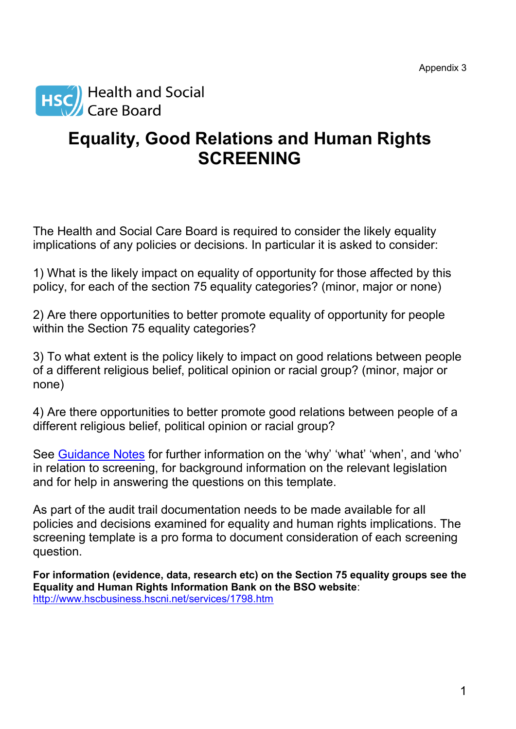Appendix 3

Health and Social Care Board

# Equality, Good Relations and Human Rights SCREENING

The Health and Social Care Board is required to consider the likely equality implications of any policies or decisions. In particular it is asked to consider:

1) What is the likely impact on equality of opportunity for those affected by this policy, for each of the section 75 equality categories? (minor, major or none)

2) Are there opportunities to better promote equality of opportunity for people within the Section 75 equality categories?

3) To what extent is the policy likely to impact on good relations between people of a different religious belief, political opinion or racial group? (minor, major or none)

4) Are there opportunities to better promote good relations between people of a different religious belief, political opinion or racial group?

See [Guidance Notes]() for further information on the 'why' 'what' 'when', and 'who' in relation to screening, for background information on the relevant legislation and for help in answering the questions on this template.

As part of the audit trail documentation needs to be made available for all policies and decisions examined for equality and human rights implications. The screening template is a pro forma to document consideration of each screening question.

**For information (evidence, data, research etc) on the Section 75 equality groups see the Equality and Human Rights Information Bank on the BSO website**: http://www.hscbusiness.hscni.net/services/1798.htm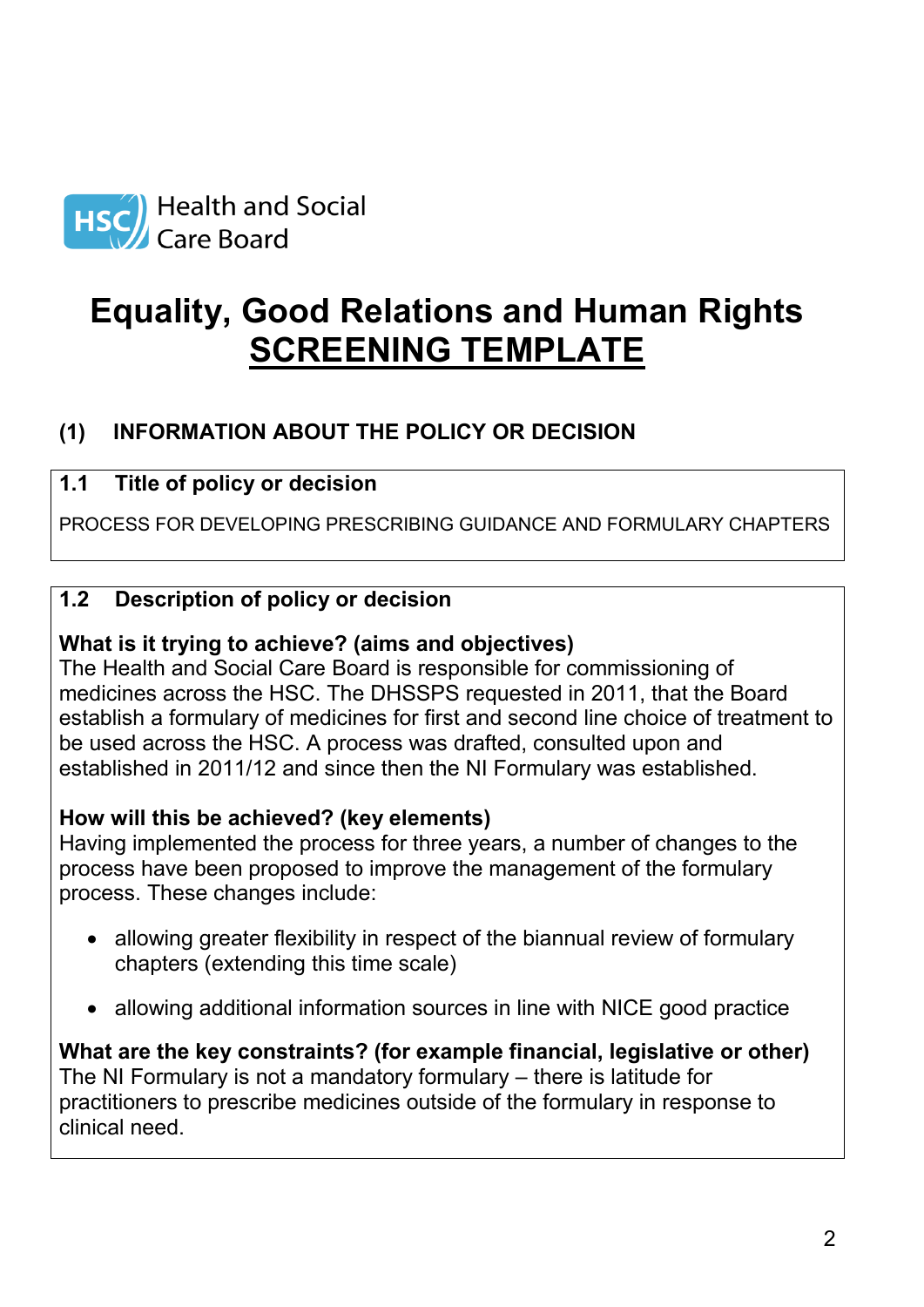Health and Social Care Board

# Equality, Good Relations and Human Rights SCREENING TEMPLATE

## (1) INFORMATION ABOUT THE POLICY OR DECISION

### 1.1 Title of policy or decision

PROCESS FOR DEVELOPING PRESCRIBING GUIDANCE AND FORMULARY CHAPTERS

### 1.2 Description of policy or decision

**What is it trying to achieve? (aims and objectives)**
The Health and Social Care Board is responsible for commissioning of medicines across the HSC. The DHSSPS requested in 2011, that the Board establish a formulary of medicines for first and second line choice of treatment to be used across the HSC. A process was drafted, consulted upon and established in 2011/12 and since then the NI Formulary was established.

**How will this be achieved? (key elements)**
Having implemented the process for three years, a number of changes to the process have been proposed to improve the management of the formulary process. These changes include:

- allowing greater flexibility in respect of the biannual review of formulary chapters (extending this time scale)
- allowing additional information sources in line with NICE good practice

**What are the key constraints? (for example financial, legislative or other)**
The NI Formulary is not a mandatory formulary – there is latitude for practitioners to prescribe medicines outside of the formulary in response to clinical need.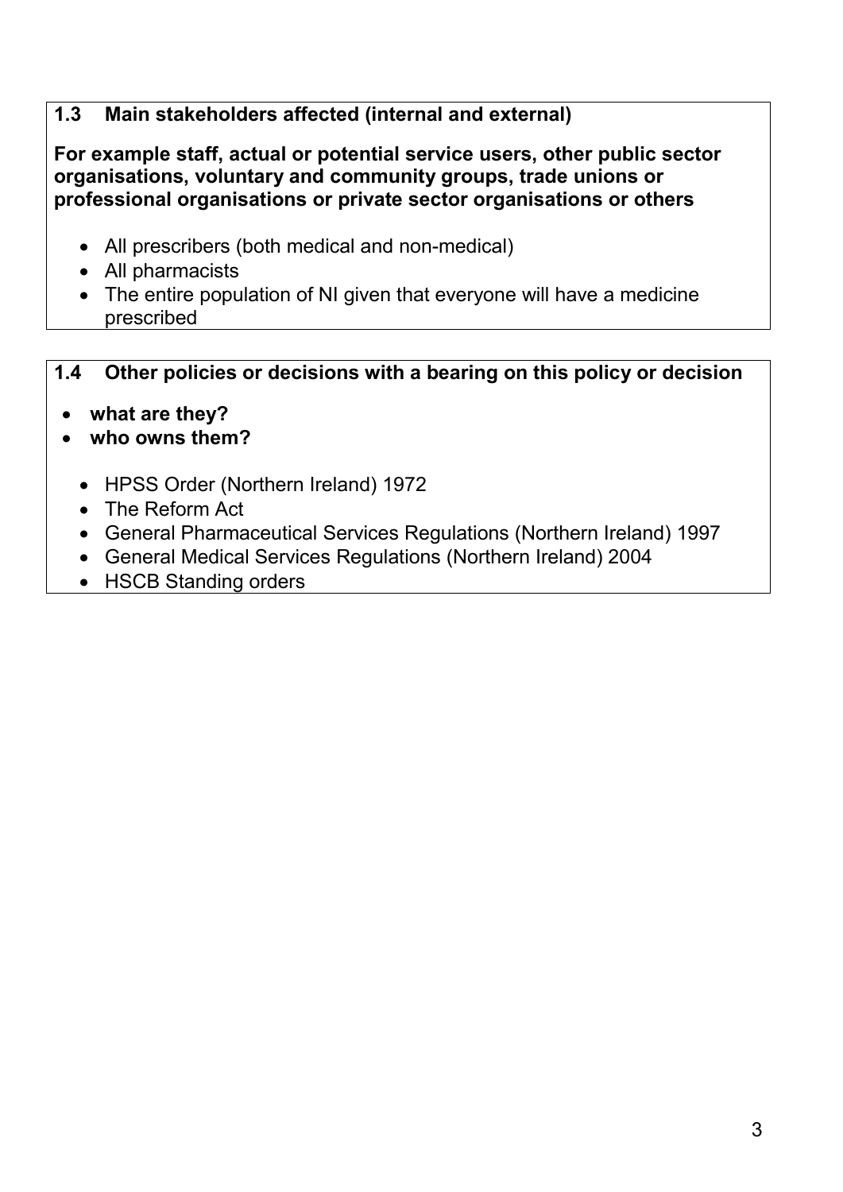**1.3 Main stakeholders affected (internal and external)**

**For example staff, actual or potential service users, other public sector organisations, voluntary and community groups, trade unions or professional organisations or private sector organisations or others**

- All prescribers (both medical and non-medical)
- All pharmacists
- The entire population of NI given that everyone will have a medicine prescribed

**1.4 Other policies or decisions with a bearing on this policy or decision**

- **what are they?**
- **who owns them?**

- HPSS Order (Northern Ireland) 1972
- The Reform Act
- General Pharmaceutical Services Regulations (Northern Ireland) 1997
- General Medical Services Regulations (Northern Ireland) 2004
- HSCB Standing orders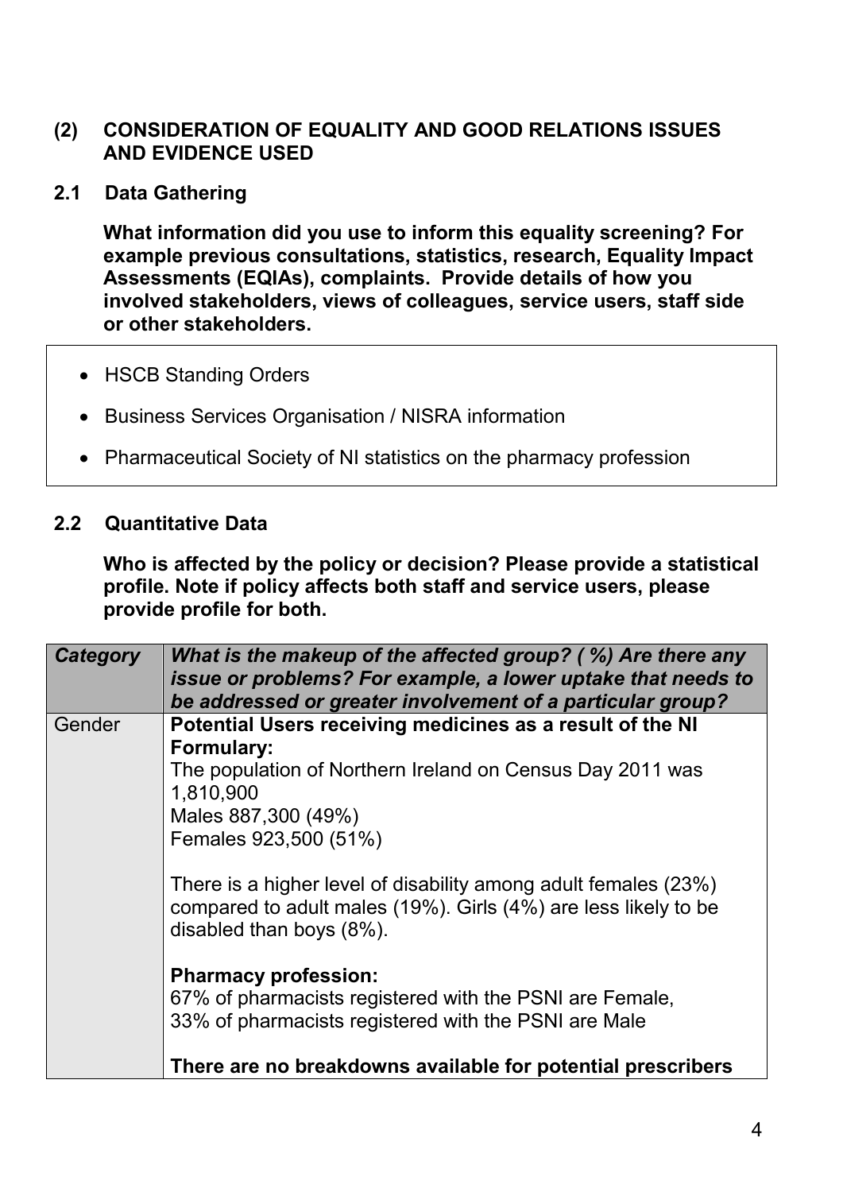## (2) CONSIDERATION OF EQUALITY AND GOOD RELATIONS ISSUES AND EVIDENCE USED

### 2.1 Data Gathering

**What information did you use to inform this equality screening? For example previous consultations, statistics, research, Equality Impact Assessments (EQIAs), complaints. Provide details of how you involved stakeholders, views of colleagues, service users, staff side or other stakeholders.**

- HSCB Standing Orders
- Business Services Organisation / NISRA information
- Pharmaceutical Society of NI statistics on the pharmacy profession

### 2.2 Quantitative Data

**Who is affected by the policy or decision? Please provide a statistical profile. Note if policy affects both staff and service users, please provide profile for both.**

| ***Category*** | ***What is the makeup of the affected group? ( %) Are there any issue or problems? For example, a lower uptake that needs to be addressed or greater involvement of a particular group?*** |
|---|---|
| Gender | **Potential Users receiving medicines as a result of the NI Formulary:**<br>The population of Northern Ireland on Census Day 2011 was 1,810,900<br>Males 887,300 (49%)<br>Females 923,500 (51%)<br><br>There is a higher level of disability among adult females (23%) compared to adult males (19%). Girls (4%) are less likely to be disabled than boys (8%).<br><br>**Pharmacy profession:**<br>67% of pharmacists registered with the PSNI are Female,<br>33% of pharmacists registered with the PSNI are Male<br><br>**There are no breakdowns available for potential prescribers** |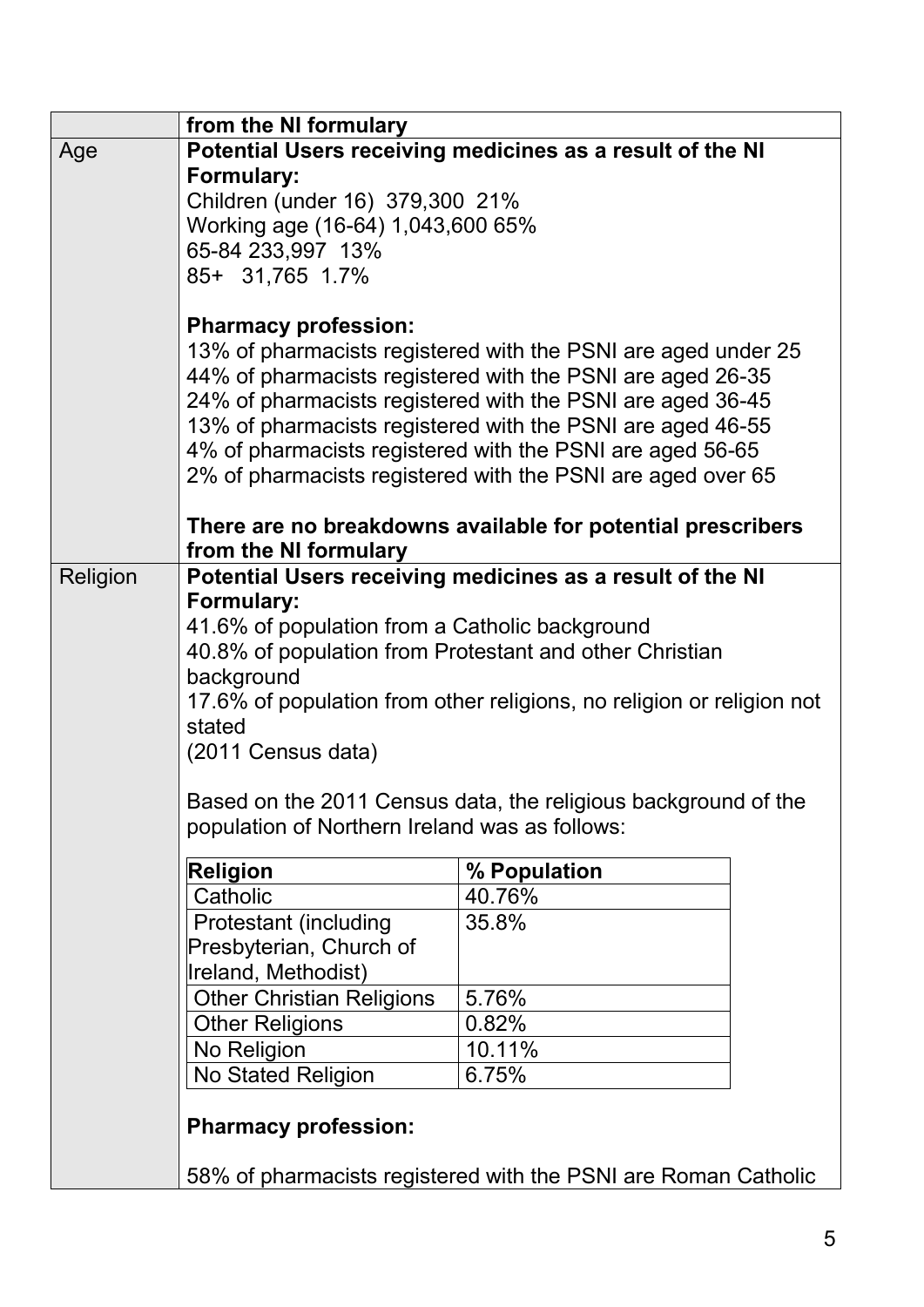| | from the NI formulary |
|---|---|
| Age | **Potential Users receiving medicines as a result of the NI Formulary:**<br>Children (under 16) 379,300 21%<br>Working age (16-64) 1,043,600 65%<br>65-84 233,997 13%<br>85+ 31,765 1.7%<br><br>**Pharmacy profession:**<br>13% of pharmacists registered with the PSNI are aged under 25<br>44% of pharmacists registered with the PSNI are aged 26-35<br>24% of pharmacists registered with the PSNI are aged 36-45<br>13% of pharmacists registered with the PSNI are aged 46-55<br>4% of pharmacists registered with the PSNI are aged 56-65<br>2% of pharmacists registered with the PSNI are aged over 65<br><br>**There are no breakdowns available for potential prescribers from the NI formulary** |
| Religion | **Potential Users receiving medicines as a result of the NI Formulary:**<br>41.6% of population from a Catholic background<br>40.8% of population from Protestant and other Christian background<br>17.6% of population from other religions, no religion or religion not stated<br>(2011 Census data)<br><br>Based on the 2011 Census data, the religious background of the population of Northern Ireland was as follows:<br><br>**Religion** — **% Population**<br>Catholic — 40.76%<br>Protestant (including Presbyterian, Church of Ireland, Methodist) — 35.8%<br>Other Christian Religions — 5.76%<br>Other Religions — 0.82%<br>No Religion — 10.11%<br>No Stated Religion — 6.75%<br><br>**Pharmacy profession:**<br><br>58% of pharmacists registered with the PSNI are Roman Catholic |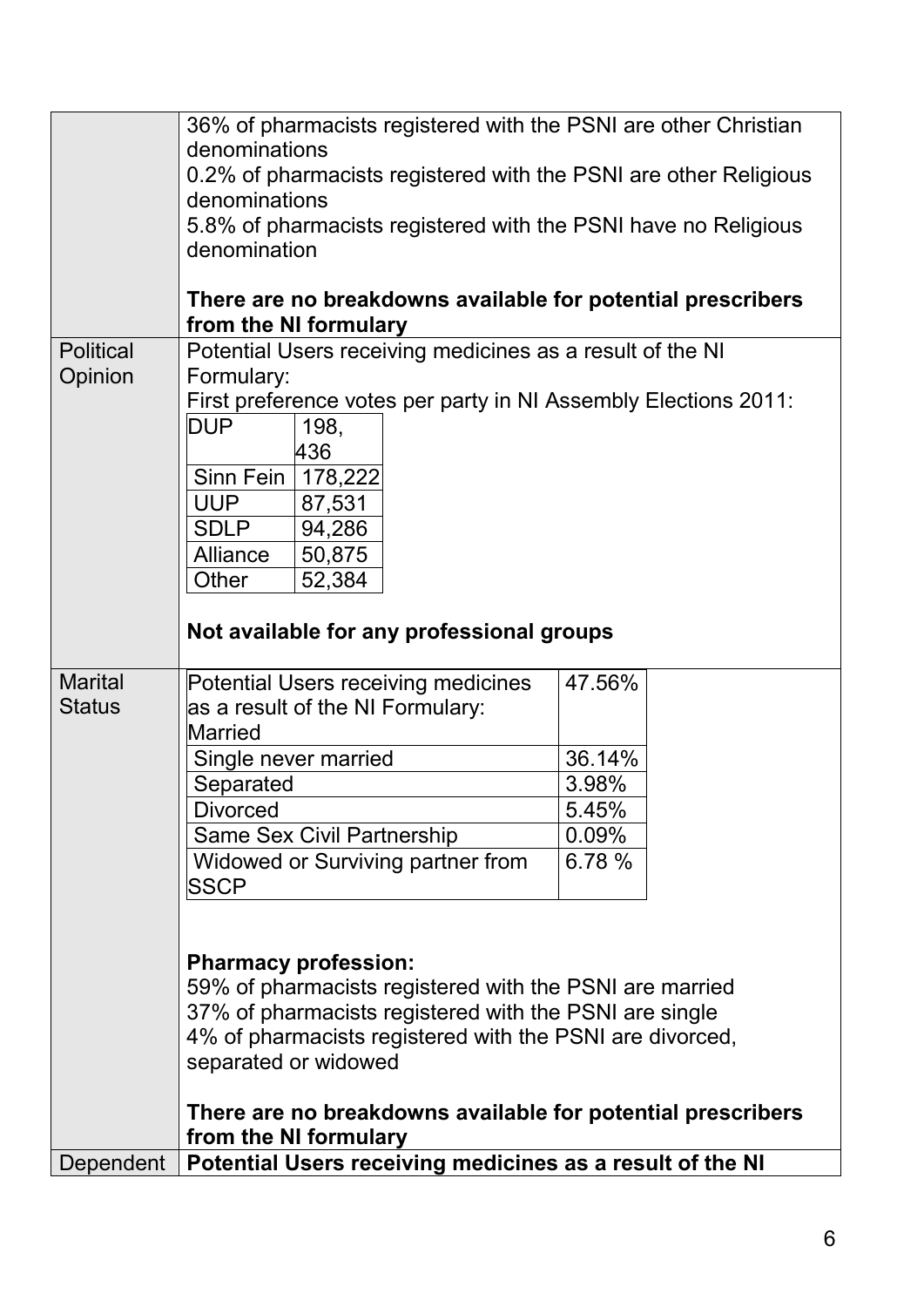| | |
|---|---|
| | 36% of pharmacists registered with the PSNI are other Christian denominations<br>0.2% of pharmacists registered with the PSNI are other Religious denominations<br>5.8% of pharmacists registered with the PSNI have no Religious denomination<br><br>**There are no breakdowns available for potential prescribers from the NI formulary** |
| Political Opinion | Potential Users receiving medicines as a result of the NI Formulary:<br>First preference votes per party in NI Assembly Elections 2011:<br>DUP: 198, 436<br>Sinn Fein: 178,222<br>UUP: 87,531<br>SDLP: 94,286<br>Alliance: 50,875<br>Other: 52,384<br><br>**Not available for any professional groups** |
| Marital Status | Potential Users receiving medicines as a result of the NI Formulary: Married: 47.56%<br>Single never married: 36.14%<br>Separated: 3.98%<br>Divorced: 5.45%<br>Same Sex Civil Partnership: 0.09%<br>Widowed or Surviving partner from SSCP: 6.78 %<br><br>**Pharmacy profession:**<br>59% of pharmacists registered with the PSNI are married<br>37% of pharmacists registered with the PSNI are single<br>4% of pharmacists registered with the PSNI are divorced, separated or widowed<br><br>**There are no breakdowns available for potential prescribers from the NI formulary** |
| Dependent | **Potential Users receiving medicines as a result of the NI** |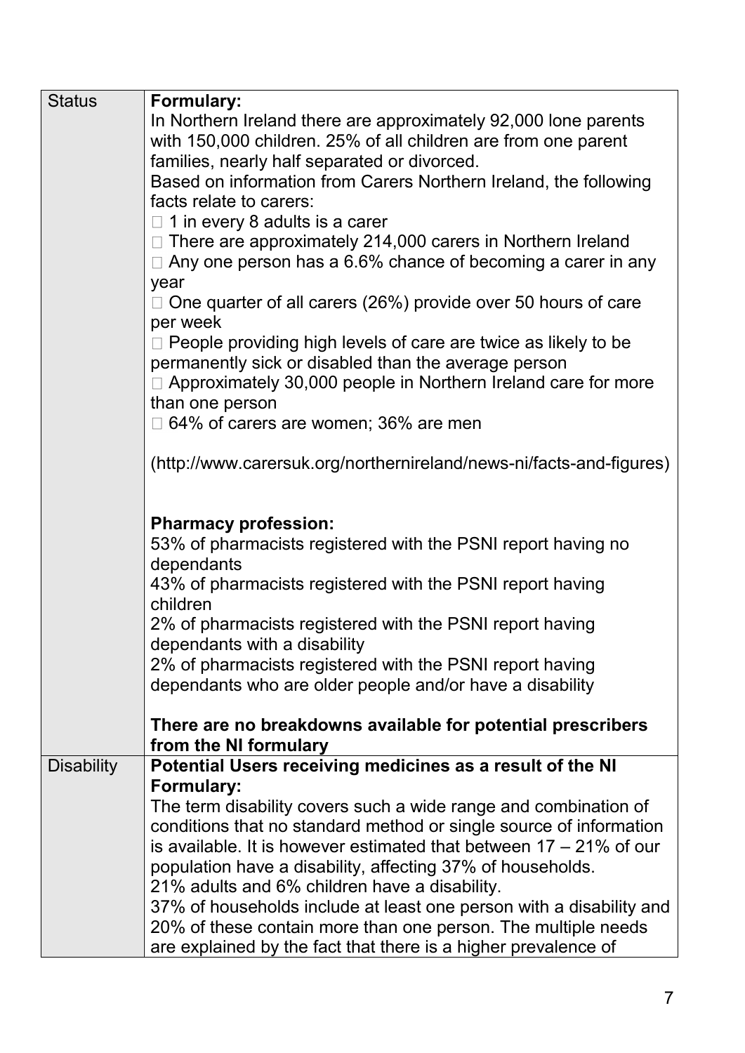| | |
|---|---|
| Status | **Formulary:**<br>In Northern Ireland there are approximately 92,000 lone parents with 150,000 children. 25% of all children are from one parent families, nearly half separated or divorced.<br>Based on information from Carers Northern Ireland, the following facts relate to carers:<br> 1 in every 8 adults is a carer<br> There are approximately 214,000 carers in Northern Ireland<br> Any one person has a 6.6% chance of becoming a carer in any year<br> One quarter of all carers (26%) provide over 50 hours of care per week<br> People providing high levels of care are twice as likely to be permanently sick or disabled than the average person<br> Approximately 30,000 people in Northern Ireland care for more than one person<br> 64% of carers are women; 36% are men<br><br>(http://www.carersuk.org/northernireland/news-ni/facts-and-figures)<br><br>**Pharmacy profession:**<br>53% of pharmacists registered with the PSNI report having no dependants<br>43% of pharmacists registered with the PSNI report having children<br>2% of pharmacists registered with the PSNI report having dependants with a disability<br>2% of pharmacists registered with the PSNI report having dependants who are older people and/or have a disability<br><br>**There are no breakdowns available for potential prescribers from the NI formulary** |
| Disability | **Potential Users receiving medicines as a result of the NI Formulary:**<br>The term disability covers such a wide range and combination of conditions that no standard method or single source of information is available. It is however estimated that between 17 – 21% of our population have a disability, affecting 37% of households.<br>21% adults and 6% children have a disability.<br>37% of households include at least one person with a disability and 20% of these contain more than one person. The multiple needs are explained by the fact that there is a higher prevalence of |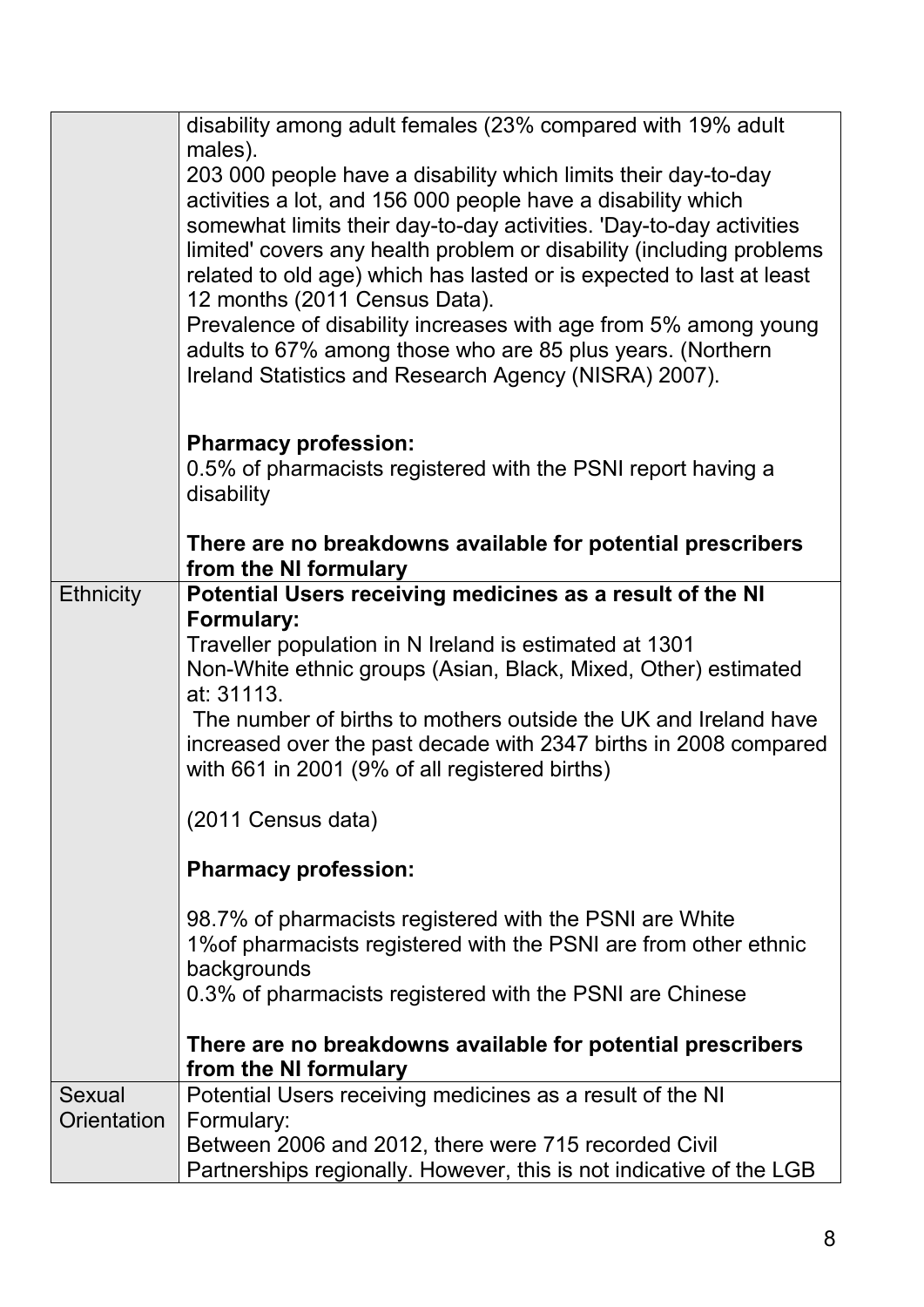| | |
|---|---|
| | disability among adult females (23% compared with 19% adult males).<br>203 000 people have a disability which limits their day-to-day activities a lot, and 156 000 people have a disability which somewhat limits their day-to-day activities. 'Day-to-day activities limited' covers any health problem or disability (including problems related to old age) which has lasted or is expected to last at least 12 months (2011 Census Data).<br>Prevalence of disability increases with age from 5% among young adults to 67% among those who are 85 plus years. (Northern Ireland Statistics and Research Agency (NISRA) 2007).<br><br>**Pharmacy profession:**<br>0.5% of pharmacists registered with the PSNI report having a disability<br><br>**There are no breakdowns available for potential prescribers from the NI formulary** |
| Ethnicity | **Potential Users receiving medicines as a result of the NI Formulary:**<br>Traveller population in N Ireland is estimated at 1301<br>Non-White ethnic groups (Asian, Black, Mixed, Other) estimated at: 31113.<br>The number of births to mothers outside the UK and Ireland have increased over the past decade with 2347 births in 2008 compared with 661 in 2001 (9% of all registered births)<br><br>(2011 Census data)<br><br>**Pharmacy profession:**<br><br>98.7% of pharmacists registered with the PSNI are White<br>1%of pharmacists registered with the PSNI are from other ethnic backgrounds<br>0.3% of pharmacists registered with the PSNI are Chinese<br><br>**There are no breakdowns available for potential prescribers from the NI formulary** |
| Sexual Orientation | Potential Users receiving medicines as a result of the NI Formulary:<br>Between 2006 and 2012, there were 715 recorded Civil Partnerships regionally. However, this is not indicative of the LGB |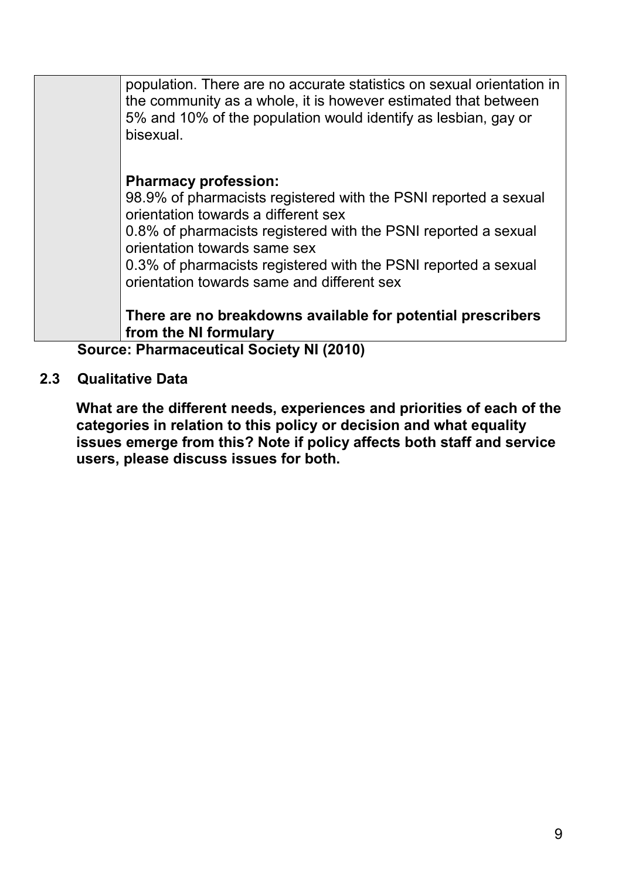|  | population. There are no accurate statistics on sexual orientation in the community as a whole, it is however estimated that between 5% and 10% of the population would identify as lesbian, gay or bisexual.<br><br>**Pharmacy profession:**<br>98.9% of pharmacists registered with the PSNI reported a sexual orientation towards a different sex<br>0.8% of pharmacists registered with the PSNI reported a sexual orientation towards same sex<br>0.3% of pharmacists registered with the PSNI reported a sexual orientation towards same and different sex<br><br>**There are no breakdowns available for potential prescribers from the NI formulary** |
|---|---|

**Source: Pharmaceutical Society NI (2010)**

## 2.3 Qualitative Data

**What are the different needs, experiences and priorities of each of the categories in relation to this policy or decision and what equality issues emerge from this? Note if policy affects both staff and service users, please discuss issues for both.**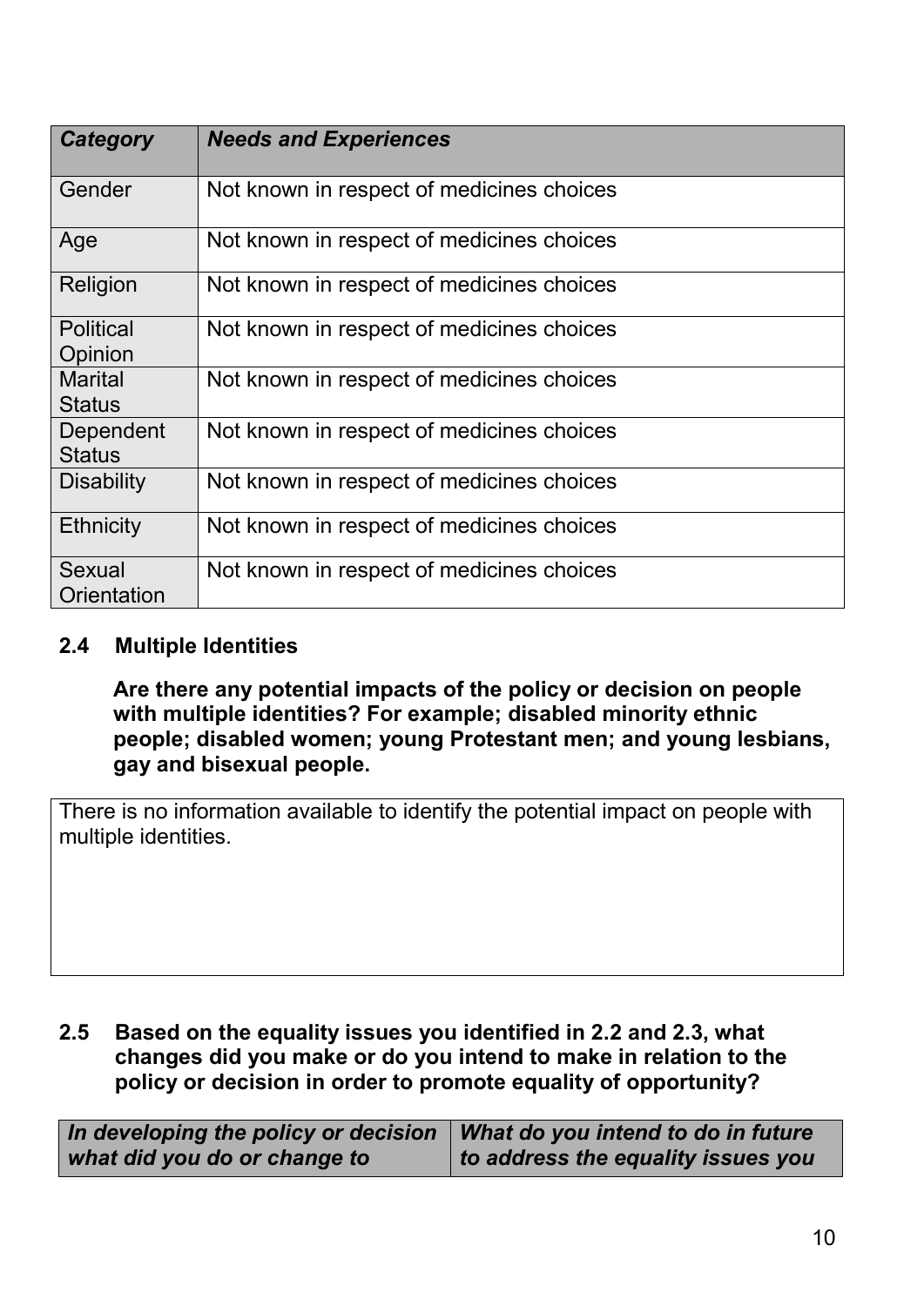| *Category* | *Needs and Experiences* |
|---|---|
| Gender | Not known in respect of medicines choices |
| Age | Not known in respect of medicines choices |
| Religion | Not known in respect of medicines choices |
| Political Opinion | Not known in respect of medicines choices |
| Marital Status | Not known in respect of medicines choices |
| Dependent Status | Not known in respect of medicines choices |
| Disability | Not known in respect of medicines choices |
| Ethnicity | Not known in respect of medicines choices |
| Sexual Orientation | Not known in respect of medicines choices |

### 2.4 Multiple Identities

**Are there any potential impacts of the policy or decision on people with multiple identities? For example; disabled minority ethnic people; disabled women; young Protestant men; and young lesbians, gay and bisexual people.**

There is no information available to identify the potential impact on people with multiple identities.

### 2.5 Based on the equality issues you identified in 2.2 and 2.3, what changes did you make or do you intend to make in relation to the policy or decision in order to promote equality of opportunity?

| *In developing the policy or decision what did you do or change to* | *What do you intend to do in future to address the equality issues you* |
|---|---|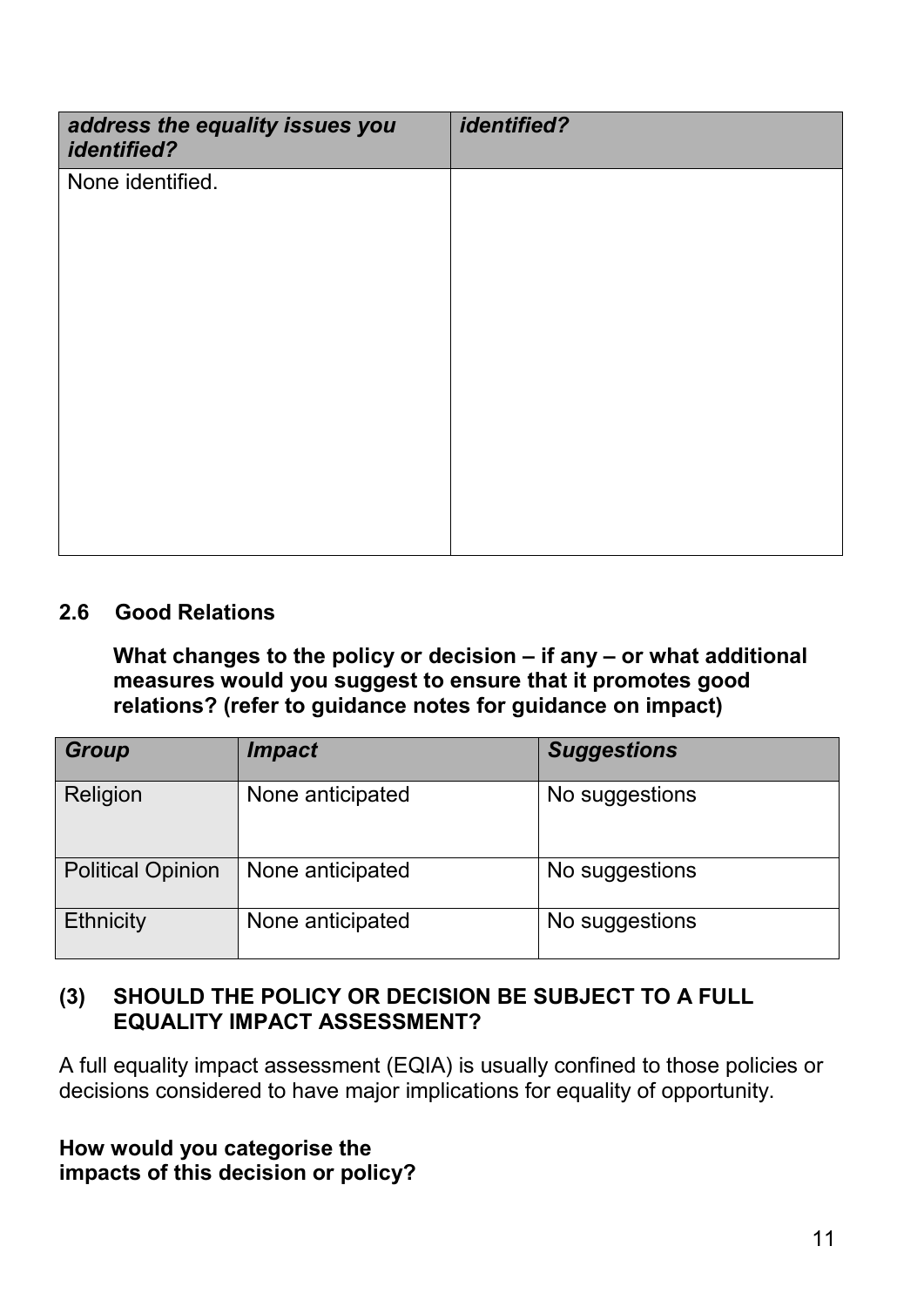| *address the equality issues you identified?* | *identified?* |
| --- | --- |
| None identified. | |

### 2.6 Good Relations

**What changes to the policy or decision – if any – or what additional measures would you suggest to ensure that it promotes good relations? (refer to guidance notes for guidance on impact)**

| *Group* | *Impact* | *Suggestions* |
| --- | --- | --- |
| Religion | None anticipated | No suggestions |
| Political Opinion | None anticipated | No suggestions |
| Ethnicity | None anticipated | No suggestions |

## (3) SHOULD THE POLICY OR DECISION BE SUBJECT TO A FULL EQUALITY IMPACT ASSESSMENT?

A full equality impact assessment (EQIA) is usually confined to those policies or decisions considered to have major implications for equality of opportunity.

**How would you categorise the impacts of this decision or policy?**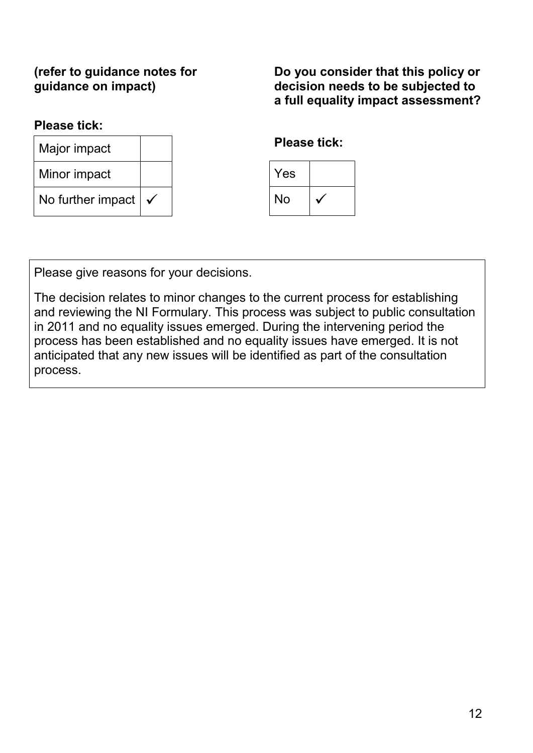**(refer to guidance notes for guidance on impact)**

**Please tick:**

| | |
|---|---|
| Major impact | |
| Minor impact | |
| No further impact | ✓ |

**Do you consider that this policy or decision needs to be subjected to a full equality impact assessment?**

**Please tick:**

| | |
|---|---|
| Yes | |
| No | ✓ |

Please give reasons for your decisions.

The decision relates to minor changes to the current process for establishing and reviewing the NI Formulary. This process was subject to public consultation in 2011 and no equality issues emerged. During the intervening period the process has been established and no equality issues have emerged. It is not anticipated that any new issues will be identified as part of the consultation process.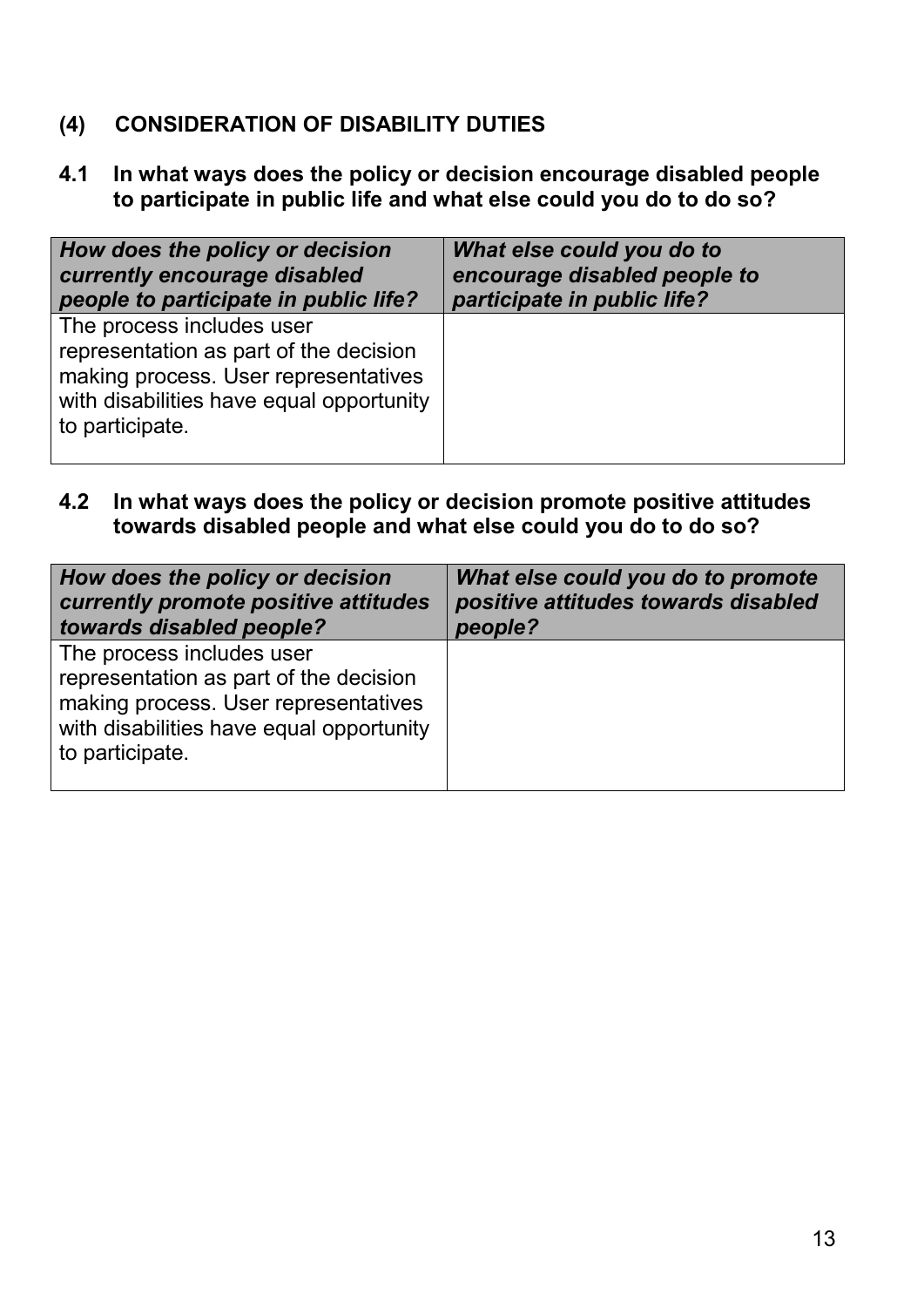## (4) CONSIDERATION OF DISABILITY DUTIES

### 4.1 In what ways does the policy or decision encourage disabled people to participate in public life and what else could you do to do so?

| ***How does the policy or decision currently encourage disabled people to participate in public life?*** | ***What else could you do to encourage disabled people to participate in public life?*** |
|---|---|
| The process includes user representation as part of the decision making process. User representatives with disabilities have equal opportunity to participate. | |

### 4.2 In what ways does the policy or decision promote positive attitudes towards disabled people and what else could you do to do so?

| ***How does the policy or decision currently promote positive attitudes towards disabled people?*** | ***What else could you do to promote positive attitudes towards disabled people?*** |
|---|---|
| The process includes user representation as part of the decision making process. User representatives with disabilities have equal opportunity to participate. | |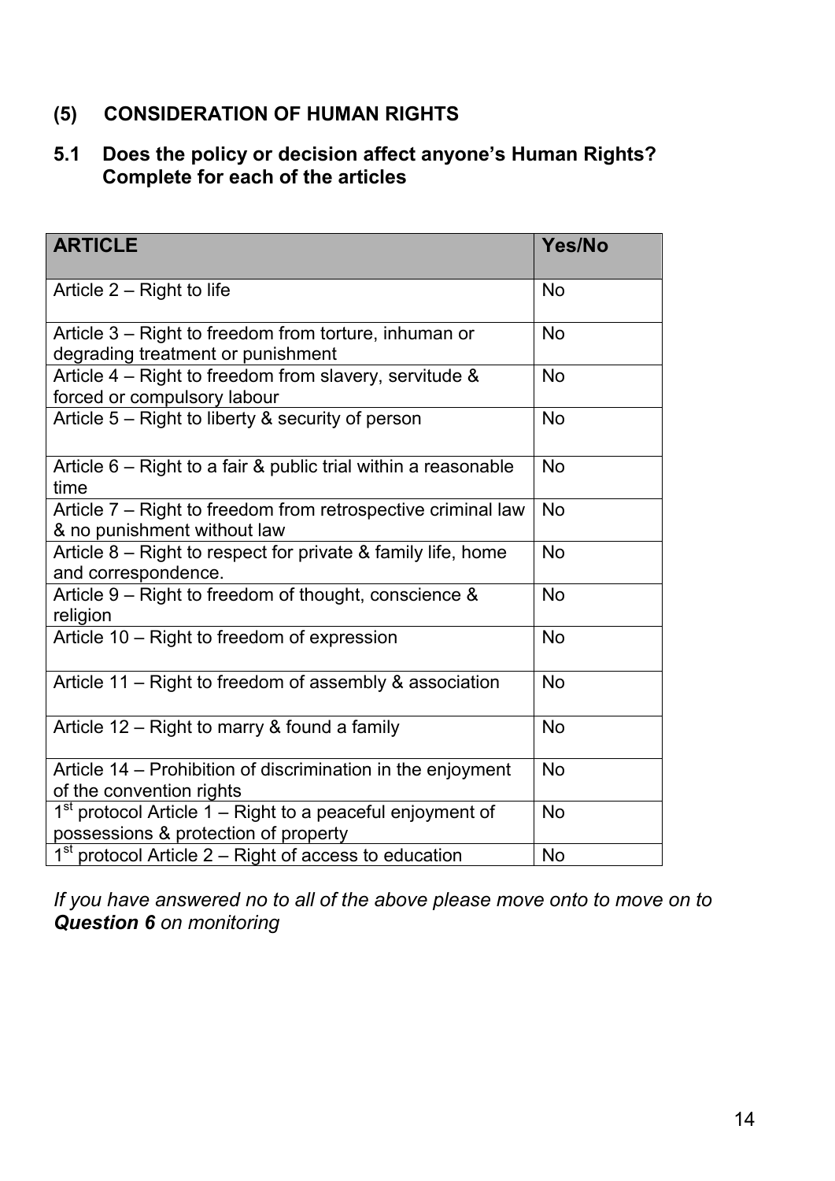## (5) CONSIDERATION OF HUMAN RIGHTS

### 5.1 Does the policy or decision affect anyone's Human Rights? Complete for each of the articles

| ARTICLE | Yes/No |
| --- | --- |
| Article 2 – Right to life | No |
| Article 3 – Right to freedom from torture, inhuman or degrading treatment or punishment | No |
| Article 4 – Right to freedom from slavery, servitude & forced or compulsory labour | No |
| Article 5 – Right to liberty & security of person | No |
| Article 6 – Right to a fair & public trial within a reasonable time | No |
| Article 7 – Right to freedom from retrospective criminal law & no punishment without law | No |
| Article 8 – Right to respect for private & family life, home and correspondence. | No |
| Article 9 – Right to freedom of thought, conscience & religion | No |
| Article 10 – Right to freedom of expression | No |
| Article 11 – Right to freedom of assembly & association | No |
| Article 12 – Right to marry & found a family | No |
| Article 14 – Prohibition of discrimination in the enjoyment of the convention rights | No |
| 1st protocol Article 1 – Right to a peaceful enjoyment of possessions & protection of property | No |
| 1st protocol Article 2 – Right of access to education | No |

*If you have answered no to all of the above please move onto to move on to **Question 6** on monitoring*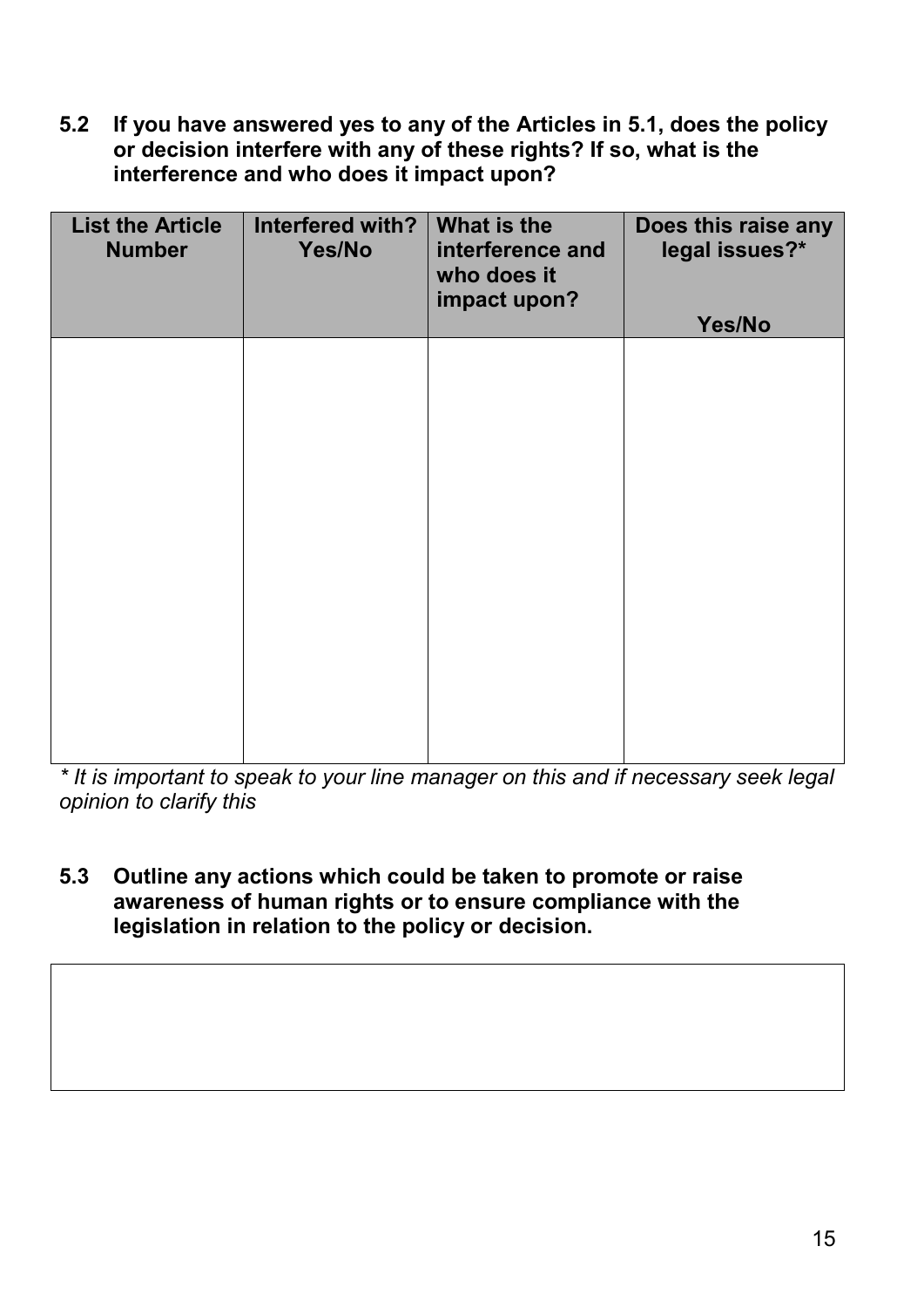**5.2 If you have answered yes to any of the Articles in 5.1, does the policy or decision interfere with any of these rights? If so, what is the interference and who does it impact upon?**

| List the Article Number | Interfered with? Yes/No | What is the interference and who does it impact upon? | Does this raise any legal issues?* Yes/No |
|---|---|---|---|
| | | | |

*\* It is important to speak to your line manager on this and if necessary seek legal opinion to clarify this*

**5.3 Outline any actions which could be taken to promote or raise awareness of human rights or to ensure compliance with the legislation in relation to the policy or decision.**

| |
|---|
| |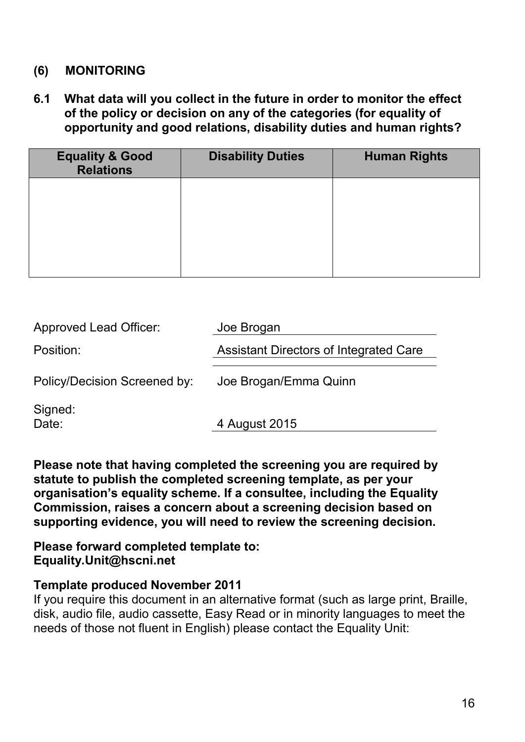## (6) MONITORING

**6.1 What data will you collect in the future in order to monitor the effect of the policy or decision on any of the categories (for equality of opportunity and good relations, disability duties and human rights?**

| Equality & Good Relations | Disability Duties | Human Rights |
|---|---|---|
| | | |

Approved Lead Officer: Joe Brogan

Position: Assistant Directors of Integrated Care

Policy/Decision Screened by: Joe Brogan/Emma Quinn

Signed:

Date: 4 August 2015

**Please note that having completed the screening you are required by statute to publish the completed screening template, as per your organisation's equality scheme. If a consultee, including the Equality Commission, raises a concern about a screening decision based on supporting evidence, you will need to review the screening decision.**

**Please forward completed template to:**
**Equality.Unit@hscni.net**

**Template produced November 2011**

If you require this document in an alternative format (such as large print, Braille, disk, audio file, audio cassette, Easy Read or in minority languages to meet the needs of those not fluent in English) please contact the Equality Unit: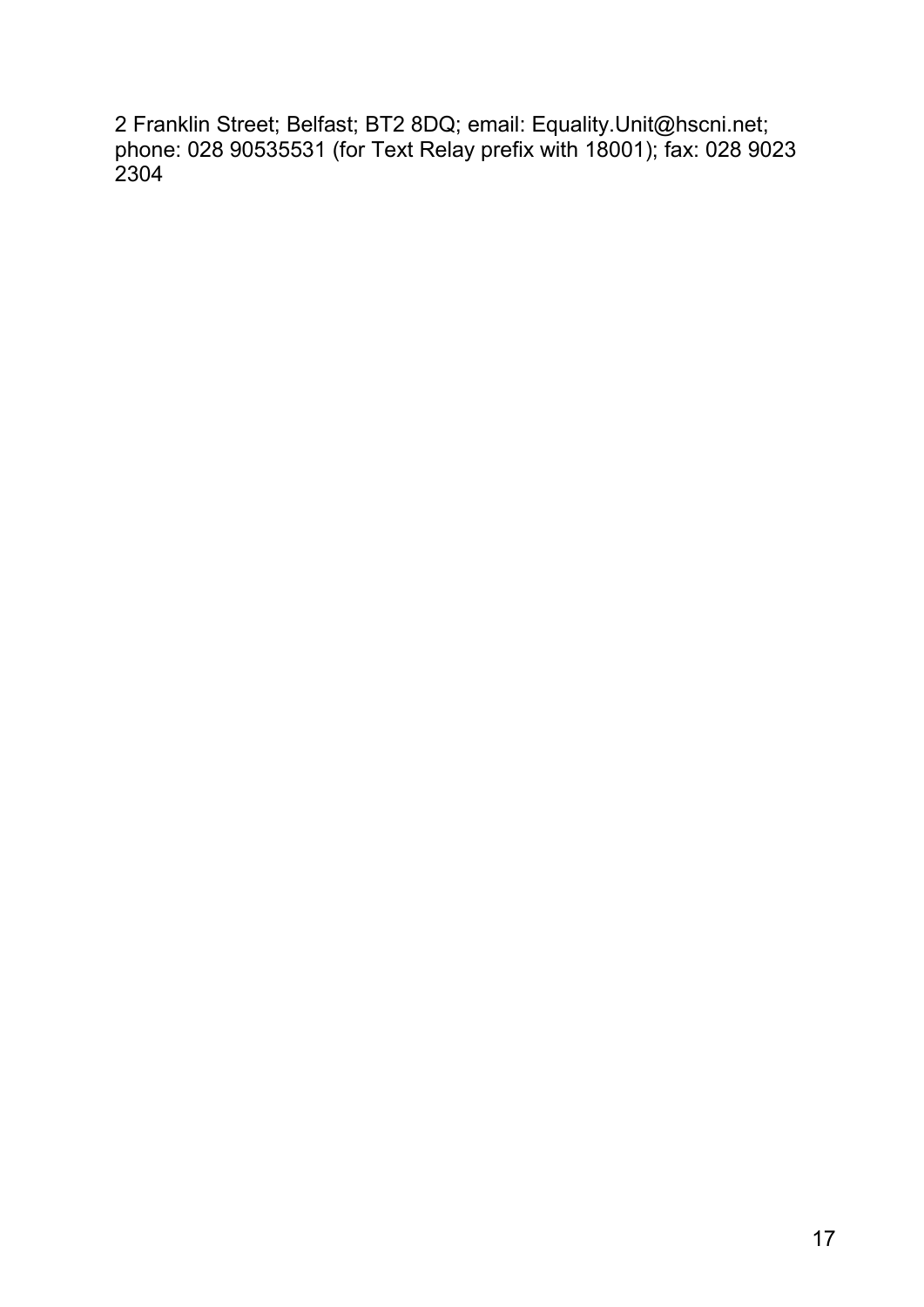2 Franklin Street; Belfast; BT2 8DQ; email: Equality.Unit@hscni.net; phone: 028 90535531 (for Text Relay prefix with 18001); fax: 028 9023 2304